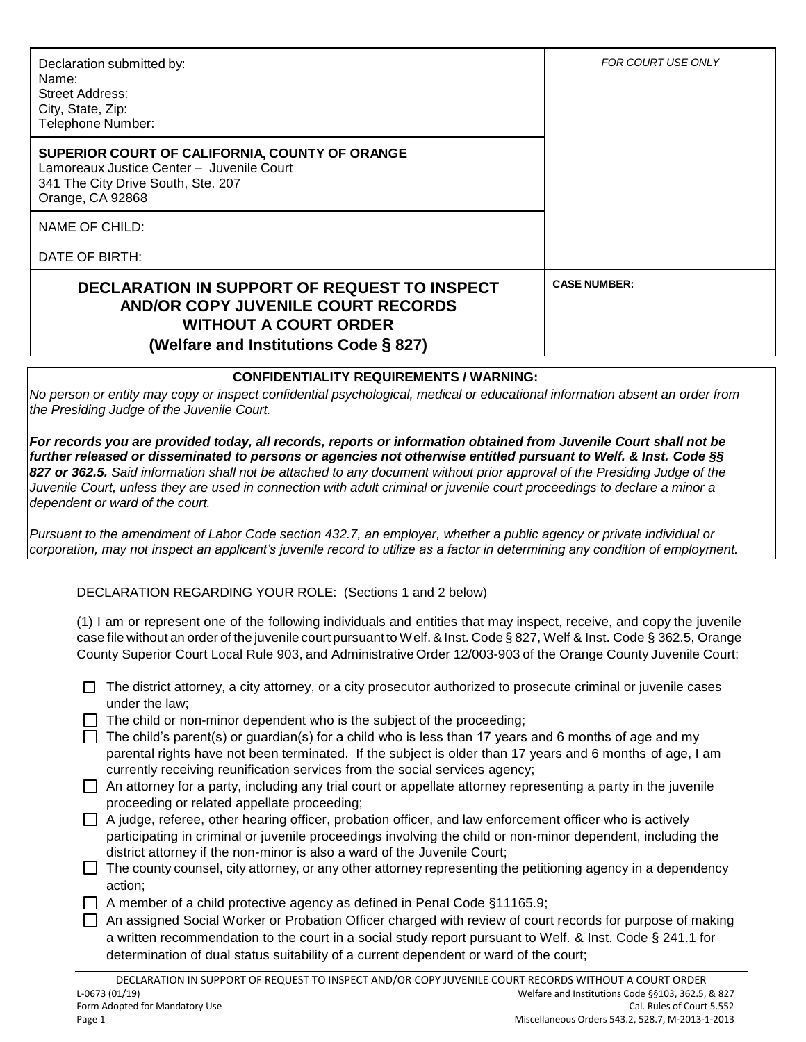| Declaration submitted by:<br>Name:<br>Street Address:<br>City, State, Zip:<br>Telephone Number: | *FOR COURT USE ONLY* |
|---|---|
| **SUPERIOR COURT OF CALIFORNIA, COUNTY OF ORANGE**<br>Lamoreaux Justice Center – Juvenile Court<br>341 The City Drive South, Ste. 207<br>Orange, CA 92868 | |
| NAME OF CHILD:<br><br>DATE OF BIRTH: | |
| **DECLARATION IN SUPPORT OF REQUEST TO INSPECT AND/OR COPY JUVENILE COURT RECORDS WITHOUT A COURT ORDER (Welfare and Institutions Code § 827)** | **CASE NUMBER:** |

**CONFIDENTIALITY REQUIREMENTS / WARNING:**

*No person or entity may copy or inspect confidential psychological, medical or educational information absent an order from the Presiding Judge of the Juvenile Court.*

***For records you are provided today, all records, reports or information obtained from Juvenile Court shall not be further released or disseminated to persons or agencies not otherwise entitled pursuant to Welf. & Inst. Code §§ 827 or 362.5.*** *Said information shall not be attached to any document without prior approval of the Presiding Judge of the Juvenile Court, unless they are used in connection with adult criminal or juvenile court proceedings to declare a minor a dependent or ward of the court.*

*Pursuant to the amendment of Labor Code section 432.7, an employer, whether a public agency or private individual or corporation, may not inspect an applicant's juvenile record to utilize as a factor in determining any condition of employment.*

DECLARATION REGARDING YOUR ROLE: (Sections 1 and 2 below)

(1) I am or represent one of the following individuals and entities that may inspect, receive, and copy the juvenile case file without an order of the juvenile court pursuant to Welf. & Inst. Code § 827, Welf & Inst. Code § 362.5, Orange County Superior Court Local Rule 903, and Administrative Order 12/003-903 of the Orange County Juvenile Court:

- ☐ The district attorney, a city attorney, or a city prosecutor authorized to prosecute criminal or juvenile cases under the law;
- ☐ The child or non-minor dependent who is the subject of the proceeding;
- ☐ The child's parent(s) or guardian(s) for a child who is less than 17 years and 6 months of age and my parental rights have not been terminated. If the subject is older than 17 years and 6 months of age, I am currently receiving reunification services from the social services agency;
- ☐ An attorney for a party, including any trial court or appellate attorney representing a party in the juvenile proceeding or related appellate proceeding;
- ☐ A judge, referee, other hearing officer, probation officer, and law enforcement officer who is actively participating in criminal or juvenile proceedings involving the child or non-minor dependent, including the district attorney if the non-minor is also a ward of the Juvenile Court;
- ☐ The county counsel, city attorney, or any other attorney representing the petitioning agency in a dependency action;
- ☐ A member of a child protective agency as defined in Penal Code §11165.9;
- ☐ An assigned Social Worker or Probation Officer charged with review of court records for purpose of making a written recommendation to the court in a social study report pursuant to Welf. & Inst. Code § 241.1 for determination of dual status suitability of a current dependent or ward of the court;

DECLARATION IN SUPPORT OF REQUEST TO INSPECT AND/OR COPY JUVENILE COURT RECORDS WITHOUT A COURT ORDER
L-0673 (01/19) — Welfare and Institutions Code §§103, 362.5, & 827
Form Adopted for Mandatory Use — Cal. Rules of Court 5.552
Miscellaneous Orders 543.2, 528.7, M-2013-1-2013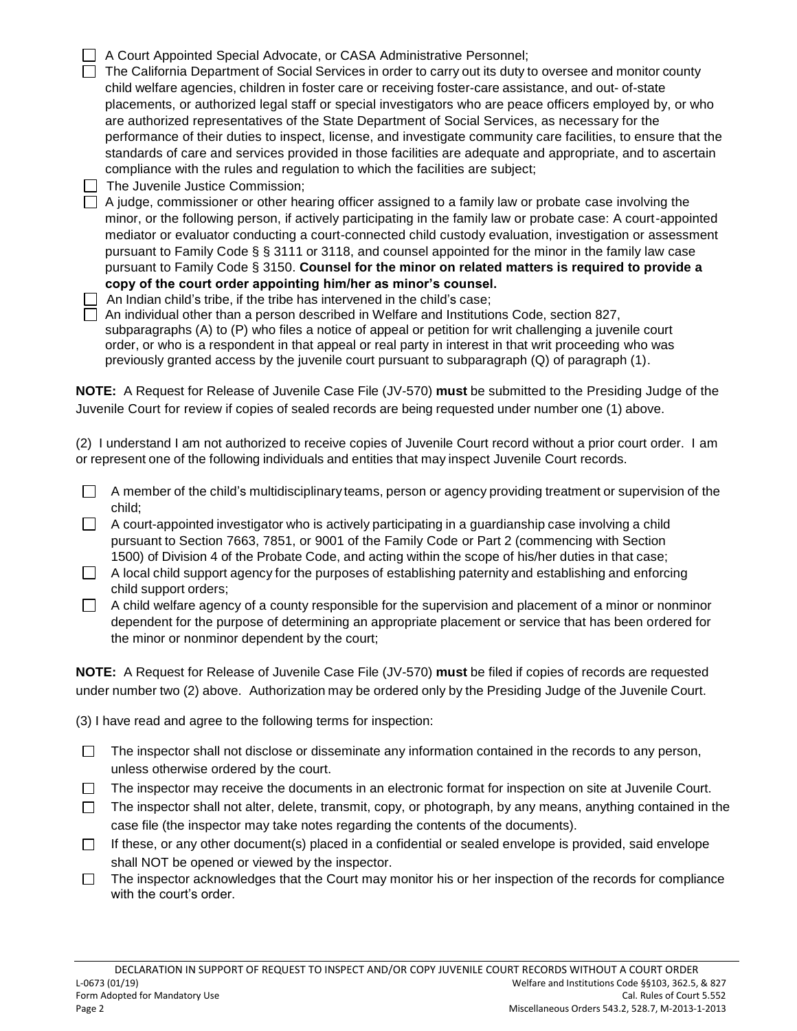- ☐ A Court Appointed Special Advocate, or CASA Administrative Personnel;
- ☐ The California Department of Social Services in order to carry out its duty to oversee and monitor county child welfare agencies, children in foster care or receiving foster-care assistance, and out- of-state placements, or authorized legal staff or special investigators who are peace officers employed by, or who are authorized representatives of the State Department of Social Services, as necessary for the performance of their duties to inspect, license, and investigate community care facilities, to ensure that the standards of care and services provided in those facilities are adequate and appropriate, and to ascertain compliance with the rules and regulation to which the facilities are subject;
- ☐ The Juvenile Justice Commission;
- ☐ A judge, commissioner or other hearing officer assigned to a family law or probate case involving the minor, or the following person, if actively participating in the family law or probate case: A court-appointed mediator or evaluator conducting a court-connected child custody evaluation, investigation or assessment pursuant to Family Code § § 3111 or 3118, and counsel appointed for the minor in the family law case pursuant to Family Code § 3150. **Counsel for the minor on related matters is required to provide a copy of the court order appointing him/her as minor's counsel.**
- ☐ An Indian child's tribe, if the tribe has intervened in the child's case;
- ☐ An individual other than a person described in Welfare and Institutions Code, section 827, subparagraphs (A) to (P) who files a notice of appeal or petition for writ challenging a juvenile court order, or who is a respondent in that appeal or real party in interest in that writ proceeding who was previously granted access by the juvenile court pursuant to subparagraph (Q) of paragraph (1).

**NOTE:** A Request for Release of Juvenile Case File (JV-570) **must** be submitted to the Presiding Judge of the Juvenile Court for review if copies of sealed records are being requested under number one (1) above.

(2) I understand I am not authorized to receive copies of Juvenile Court record without a prior court order. I am or represent one of the following individuals and entities that may inspect Juvenile Court records.

- ☐ A member of the child's multidisciplinary teams, person or agency providing treatment or supervision of the child;
- ☐ A court-appointed investigator who is actively participating in a guardianship case involving a child pursuant to Section 7663, 7851, or 9001 of the Family Code or Part 2 (commencing with Section 1500) of Division 4 of the Probate Code, and acting within the scope of his/her duties in that case;
- ☐ A local child support agency for the purposes of establishing paternity and establishing and enforcing child support orders;
- ☐ A child welfare agency of a county responsible for the supervision and placement of a minor or nonminor dependent for the purpose of determining an appropriate placement or service that has been ordered for the minor or nonminor dependent by the court;

**NOTE:** A Request for Release of Juvenile Case File (JV-570) **must** be filed if copies of records are requested under number two (2) above. Authorization may be ordered only by the Presiding Judge of the Juvenile Court.

(3) I have read and agree to the following terms for inspection:

- ☐ The inspector shall not disclose or disseminate any information contained in the records to any person, unless otherwise ordered by the court.
- ☐ The inspector may receive the documents in an electronic format for inspection on site at Juvenile Court.
- ☐ The inspector shall not alter, delete, transmit, copy, or photograph, by any means, anything contained in the case file (the inspector may take notes regarding the contents of the documents).
- ☐ If these, or any other document(s) placed in a confidential or sealed envelope is provided, said envelope shall NOT be opened or viewed by the inspector.
- ☐ The inspector acknowledges that the Court may monitor his or her inspection of the records for compliance with the court's order.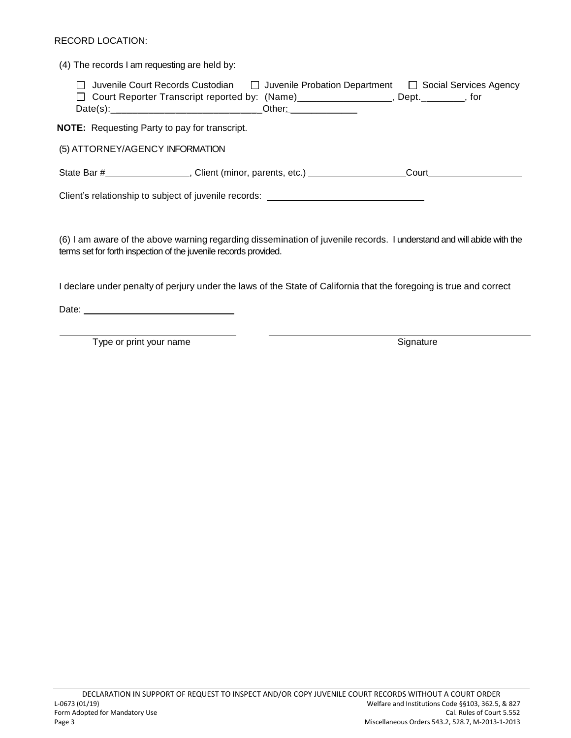RECORD LOCATION:

(4) The records I am requesting are held by:

☐ Juvenile Court Records Custodian ☐ Juvenile Probation Department ☐ Social Services Agency
☐ Court Reporter Transcript reported by: (Name)_________________, Dept.________, for Date(s):____________________________Other:_____________

**NOTE:** Requesting Party to pay for transcript.

(5) ATTORNEY/AGENCY INFORMATION

State Bar #________________, Client (minor, parents, etc.) __________________Court__________________

Client's relationship to subject of juvenile records: ______________________________

(6) I am aware of the above warning regarding dissemination of juvenile records. I understand and will abide with the terms set for forth inspection of the juvenile records provided.

I declare under penalty of perjury under the laws of the State of California that the foregoing is true and correct

Date: ____________________________

| ______________________________ | ______________________________ |
|---|---|
| Type or print your name | Signature |

DECLARATION IN SUPPORT OF REQUEST TO INSPECT AND/OR COPY JUVENILE COURT RECORDS WITHOUT A COURT ORDER

L-0673 (01/19)
Form Adopted for Mandatory Use

Welfare and Institutions Code §§103, 362.5, & 827
Cal. Rules of Court 5.552
Miscellaneous Orders 543.2, 528.7, M-2013-1-2013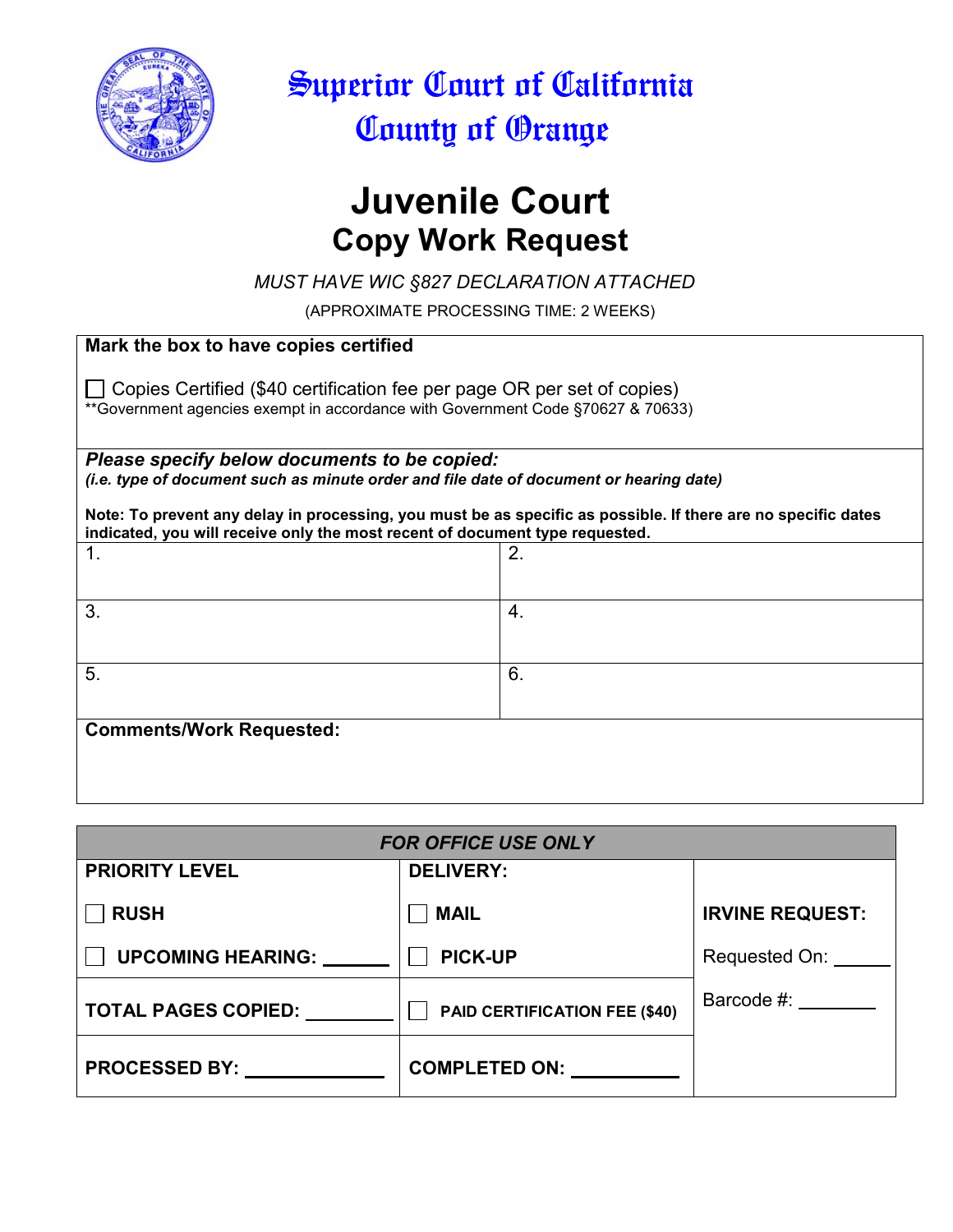# Superior Court of California
# County of Orange

# Juvenile Court
## Copy Work Request

*MUST HAVE WIC §827 DECLARATION ATTACHED*

(APPROXIMATE PROCESSING TIME: 2 WEEKS)

**Mark the box to have copies certified**

☐ Copies Certified ($40 certification fee per page OR per set of copies)
**Government agencies exempt in accordance with Government Code §70627 & 70633)

***Please specify below documents to be copied:***
***(i.e. type of document such as minute order and file date of document or hearing date)***

**Note: To prevent any delay in processing, you must be as specific as possible. If there are no specific dates indicated, you will receive only the most recent of document type requested.**

| | |
|---|---|
| 1. | 2. |
| 3. | 4. |
| 5. | 6. |

**Comments/Work Requested:**

| *FOR OFFICE USE ONLY* | | |
|---|---|---|
| **PRIORITY LEVEL**<br>☐ **RUSH**<br>☐ **UPCOMING HEARING:** ______ | **DELIVERY:**<br>☐ **MAIL**<br>☐ **PICK-UP** | **IRVINE REQUEST:**<br>Requested On: ______<br>Barcode #: ________ |
| **TOTAL PAGES COPIED:** ________ | ☐ **PAID CERTIFICATION FEE ($40)** | |
| **PROCESSED BY:** ____________ | **COMPLETED ON:** __________ | |